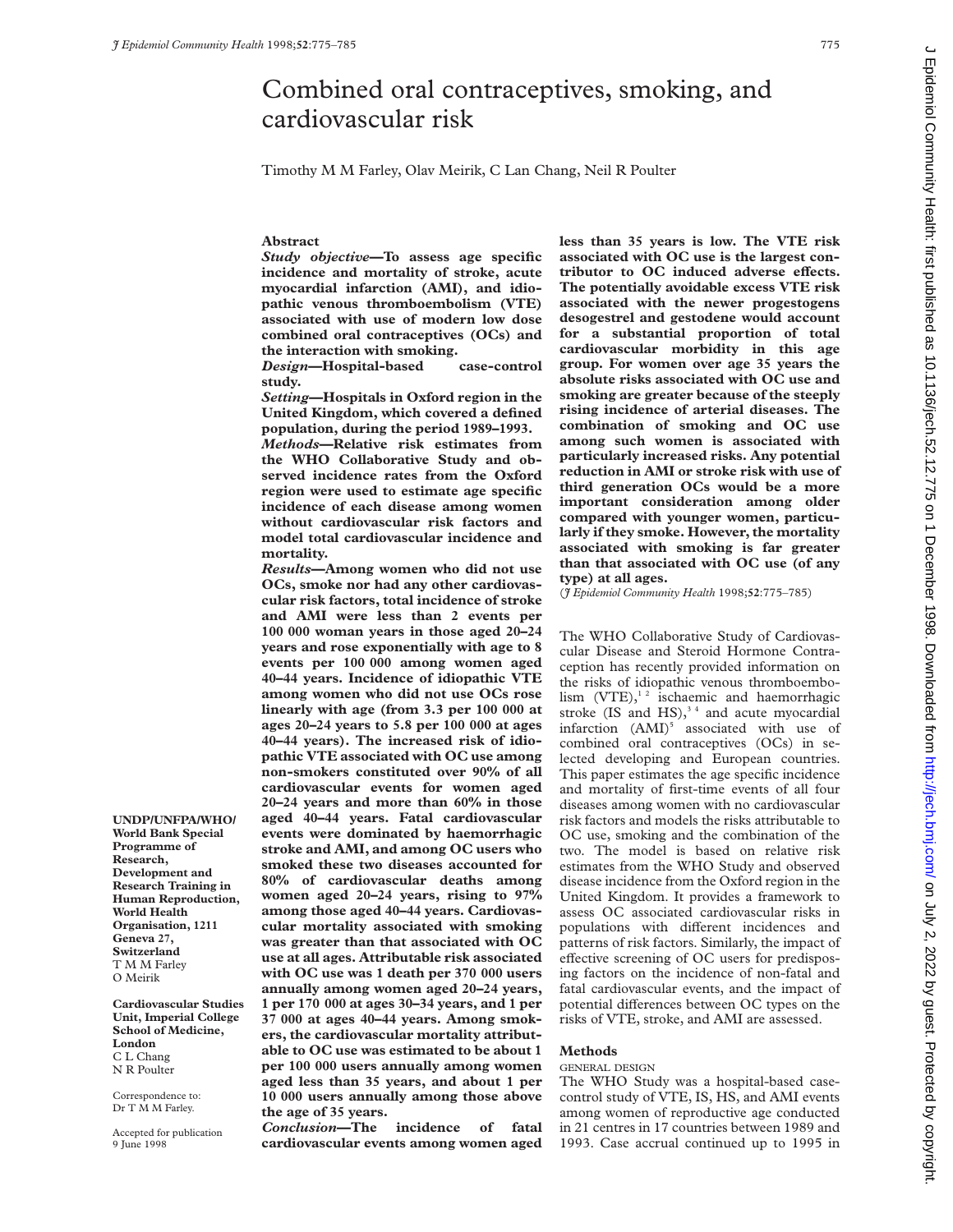# Combined oral contraceptives, smoking, and cardiovascular risk

Timothy M M Farley, Olav Meirik, C Lan Chang, Neil R Poulter

UNDP/UNFPA/WHO/ World Bank Special Programme of Research, Development and Research Training in Human Reproduction, World Health Organisation, 1211 Geneva 27, Switzerland
T M M Farley
O Meirik

Cardiovascular Studies Unit, Imperial College School of Medicine, London
C L Chang
N R Poulter

Correspondence to: Dr T M M Farley.

Accepted for publication 9 June 1998

## Abstract

***Study objective*—To assess age specific incidence and mortality of stroke, acute myocardial infarction (AMI), and idiopathic venous thromboembolism (VTE) associated with use of modern low dose combined oral contraceptives (OCs) and the interaction with smoking.**

***Design*—Hospital-based case-control study.**

***Setting*—Hospitals in Oxford region in the United Kingdom, which covered a defined population, during the period 1989–1993.**

***Methods*—Relative risk estimates from the WHO Collaborative Study and observed incidence rates from the Oxford region were used to estimate age specific incidence of each disease among women without cardiovascular risk factors and model total cardiovascular incidence and mortality.**

***Results*—Among women who did not use OCs, smoke nor had any other cardiovascular risk factors, total incidence of stroke and AMI were less than 2 events per 100 000 woman years in those aged 20–24 years and rose exponentially with age to 8 events per 100 000 among women aged 40–44 years. Incidence of idiopathic VTE among women who did not use OCs rose linearly with age (from 3.3 per 100 000 at ages 20–24 years to 5.8 per 100 000 at ages 40–44 years). The increased risk of idiopathic VTE associated with OC use among non-smokers constituted over 90% of all cardiovascular events for women aged 20–24 years and more than 60% in those aged 40–44 years. Fatal cardiovascular events were dominated by haemorrhagic stroke and AMI, and among OC users who smoked these two diseases accounted for 80% of cardiovascular deaths among women aged 20–24 years, rising to 97% among those aged 40–44 years. Cardiovascular mortality associated with smoking was greater than that associated with OC use at all ages. Attributable risk associated with OC use was 1 death per 370 000 users annually among women aged 20–24 years, 1 per 170 000 at ages 30–34 years, and 1 per 37 000 at ages 40–44 years. Among smokers, the cardiovascular mortality attributable to OC use was estimated to be about 1 per 100 000 users annually among women aged less than 35 years, and about 1 per 10 000 users annually among those above the age of 35 years.**

***Conclusion*—The incidence of fatal cardiovascular events among women aged less than 35 years is low. The VTE risk associated with OC use is the largest contributor to OC induced adverse effects. The potentially avoidable excess VTE risk associated with the newer progestogens desogestrel and gestodene would account for a substantial proportion of total cardiovascular morbidity in this age group. For women over age 35 years the absolute risks associated with OC use and smoking are greater because of the steeply rising incidence of arterial diseases. The combination of smoking and OC use among such women is associated with particularly increased risks. Any potential reduction in AMI or stroke risk with use of third generation OCs would be a more important consideration among older compared with younger women, particularly if they smoke. However, the mortality associated with smoking is far greater than that associated with OC use (of any type) at all ages.**

(*J Epidemiol Community Health* 1998;**52**:775–785)

The WHO Collaborative Study of Cardiovascular Disease and Steroid Hormone Contraception has recently provided information on the risks of idiopathic venous thromboembolism (VTE),[1 2] ischaemic and haemorrhagic stroke (IS and HS),[3 4] and acute myocardial infarction (AMI)[5] associated with use of combined oral contraceptives (OCs) in selected developing and European countries. This paper estimates the age specific incidence and mortality of first-time events of all four diseases among women with no cardiovascular risk factors and models the risks attributable to OC use, smoking and the combination of the two. The model is based on relative risk estimates from the WHO Study and observed disease incidence from the Oxford region in the United Kingdom. It provides a framework to assess OC associated cardiovascular risks in populations with different incidences and patterns of risk factors. Similarly, the impact of effective screening of OC users for predisposing factors on the incidence of non-fatal and fatal cardiovascular events, and the impact of potential differences between OC types on the risks of VTE, stroke, and AMI are assessed.

## Methods

### GENERAL DESIGN

The WHO Study was a hospital-based case-control study of VTE, IS, HS, and AMI events among women of reproductive age conducted in 21 centres in 17 countries between 1989 and 1993. Case accrual continued up to 1995 in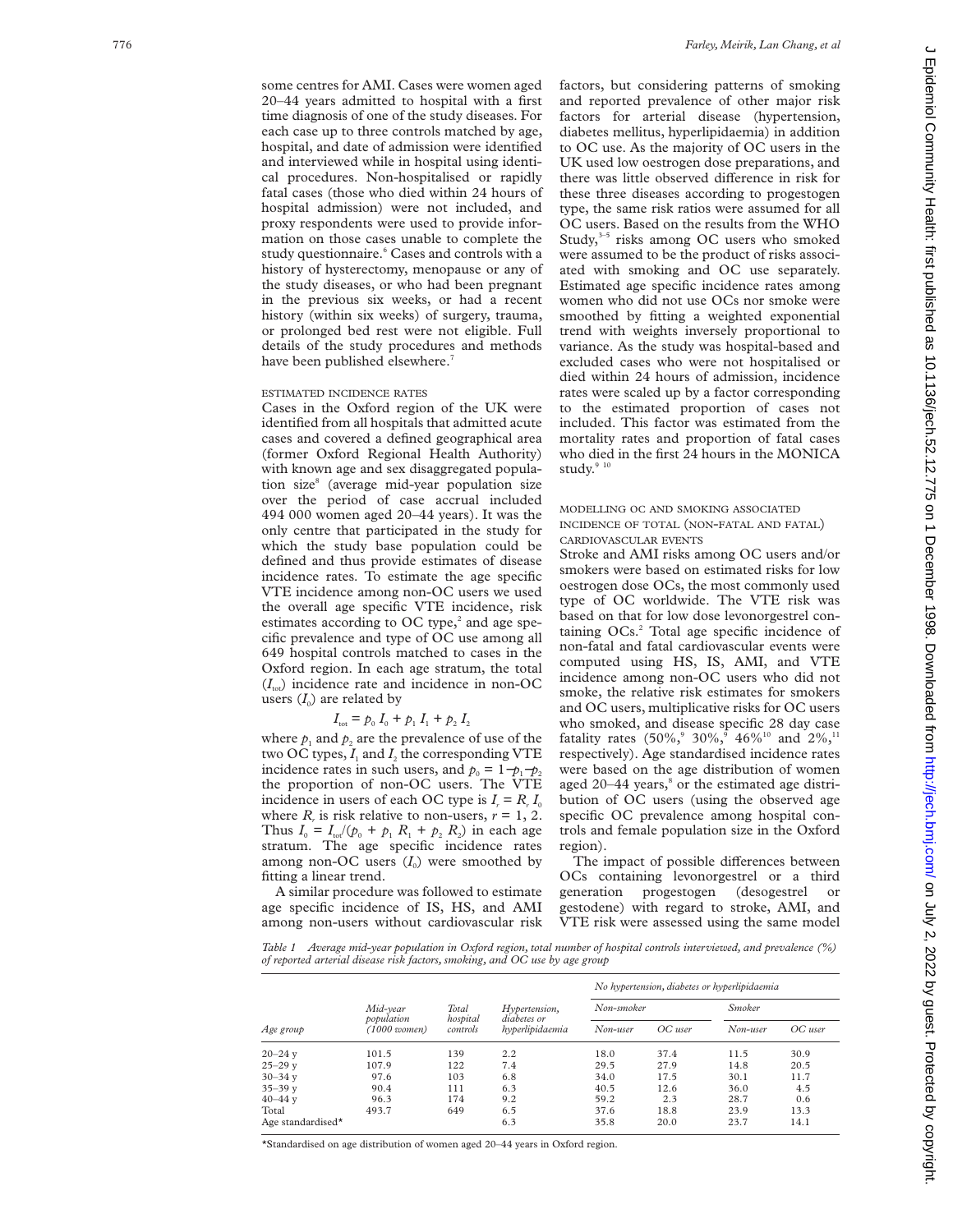some centres for AMI. Cases were women aged 20–44 years admitted to hospital with a first time diagnosis of one of the study diseases. For each case up to three controls matched by age, hospital, and date of admission were identified and interviewed while in hospital using identical procedures. Non-hospitalised or rapidly fatal cases (those who died within 24 hours of hospital admission) were not included, and proxy respondents were used to provide information on those cases unable to complete the study questionnaire.[6] Cases and controls with a history of hysterectomy, menopause or any of the study diseases, or who had been pregnant in the previous six weeks, or had a recent history (within six weeks) of surgery, trauma, or prolonged bed rest were not eligible. Full details of the study procedures and methods have been published elsewhere.[7]

### ESTIMATED INCIDENCE RATES

Cases in the Oxford region of the UK were identified from all hospitals that admitted acute cases and covered a defined geographical area (former Oxford Regional Health Authority) with known age and sex disaggregated population size[8] (average mid-year population size over the period of case accrual included 494 000 women aged 20–44 years). It was the only centre that participated in the study for which the study base population could be defined and thus provide estimates of disease incidence rates. To estimate the age specific VTE incidence among non-OC users we used the overall age specific VTE incidence, risk estimates according to OC type,[2] and age specific prevalence and type of OC use among all 649 hospital controls matched to cases in the Oxford region. In each age stratum, the total ($I_{tot}$) incidence rate and incidence in non-OC users ($I_0$) are related by

$$I_{tot} = p_0\, I_0 + p_1\, I_1 + p_2\, I_2$$

where $p_1$ and $p_2$ are the prevalence of use of the two OC types, $I_1$ and $I_2$ the corresponding VTE incidence rates in such users, and $p_0 = 1 - p_1 - p_2$ the proportion of non-OC users. The VTE incidence in users of each OC type is $I_r = R_r\, I_0$ where $R_r$ is risk relative to non-users, $r = 1, 2$. Thus $I_0 = I_{tot}/(p_0 + p_1\, R_1 + p_2\, R_2)$ in each age stratum. The age specific incidence rates among non-OC users ($I_0$) were smoothed by fitting a linear trend.

A similar procedure was followed to estimate age specific incidence of IS, HS, and AMI among non-users without cardiovascular risk factors, but considering patterns of smoking and reported prevalence of other major risk factors for arterial disease (hypertension, diabetes mellitus, hyperlipidaemia) in addition to OC use. As the majority of OC users in the UK used low oestrogen dose preparations, and there was little observed difference in risk for these three diseases according to progestogen type, the same risk ratios were assumed for all OC users. Based on the results from the WHO Study,[3–5] risks among OC users who smoked were assumed to be the product of risks associated with smoking and OC use separately. Estimated age specific incidence rates among women who did not use OCs nor smoke were smoothed by fitting a weighted exponential trend with weights inversely proportional to variance. As the study was hospital-based and excluded cases who were not hospitalised or died within 24 hours of admission, incidence rates were scaled up by a factor corresponding to the estimated proportion of cases not included. This factor was estimated from the mortality rates and proportion of fatal cases who died in the first 24 hours in the MONICA study.[9 10]

### MODELLING OC AND SMOKING ASSOCIATED INCIDENCE OF TOTAL (NON-FATAL AND FATAL) CARDIOVASCULAR EVENTS

Stroke and AMI risks among OC users and/or smokers were based on estimated risks for low oestrogen dose OCs, the most commonly used type of OC worldwide. The VTE risk was based on that for low dose levonorgestrel containing OCs.[2] Total age specific incidence of non-fatal and fatal cardiovascular events were computed using HS, IS, AMI, and VTE incidence among non-OC users who did not smoke, the relative risk estimates for smokers and OC users, multiplicative risks for OC users who smoked, and disease specific 28 day case fatality rates (50%,[9] 30%,[9] 46%[10] and 2%,[11] respectively). Age standardised incidence rates were based on the age distribution of women aged 20–44 years,[8] or the estimated age distribution of OC users (using the observed age specific OC prevalence among hospital controls and female population size in the Oxford region).

The impact of possible differences between OCs containing levonorgestrel or a third generation progestogen (desogestrel or gestodene) with regard to stroke, AMI, and VTE risk were assessed using the same model

*Table 1 Average mid-year population in Oxford region, total number of hospital controls interviewed, and prevalence (%) of reported arterial disease risk factors, smoking, and OC use by age group*

| Age group | Mid-year population (1000 women) | Total hospital controls | Hypertension, diabetes or hyperlipidaemia | No hypertension, diabetes or hyperlipidaemia | | | |
|---|---|---|---|---|---|---|---|
| | | | | Non-smoker | | Smoker | |
| | | | | Non-user | OC user | Non-user | OC user |
| 20–24 y | 101.5 | 139 | 2.2 | 18.0 | 37.4 | 11.5 | 30.9 |
| 25–29 y | 107.9 | 122 | 7.4 | 29.5 | 27.9 | 14.8 | 20.5 |
| 30–34 y | 97.6 | 103 | 6.8 | 34.0 | 17.5 | 30.1 | 11.7 |
| 35–39 y | 90.4 | 111 | 6.3 | 40.5 | 12.6 | 36.0 | 4.5 |
| 40–44 y | 96.3 | 174 | 9.2 | 59.2 | 2.3 | 28.7 | 0.6 |
| Total | 493.7 | 649 | 6.5 | 37.6 | 18.8 | 23.9 | 13.3 |
| Age standardised* | | | 6.3 | 35.8 | 20.0 | 23.7 | 14.1 |

*Standardised on age distribution of women aged 20–44 years in Oxford region.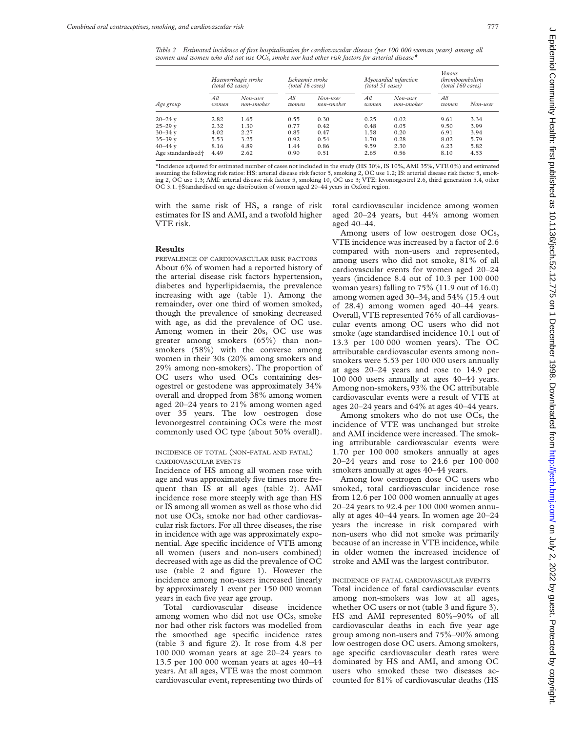*Table 2 Estimated incidence of first hospitalisation for cardiovascular disease (per 100 000 woman years) among all women and women who did not use OCs, smoke nor had other risk factors for arterial disease\**

| Age group | Haemorrhagic stroke (total 62 cases) | | Ischaemic stroke (total 16 cases) | | Myocardial infarction (total 51 cases) | | Venous thromboembolism (total 160 cases) | |
|---|---|---|---|---|---|---|---|---|
| | All women | Non-user non-smoker | All women | Non-user non-smoker | All women | Non-user non-smoker | All women | Non-user |
| 20–24 y | 2.82 | 1.65 | 0.55 | 0.30 | 0.25 | 0.02 | 9.61 | 3.34 |
| 25–29 y | 2.32 | 1.30 | 0.77 | 0.42 | 0.48 | 0.05 | 9.50 | 3.99 |
| 30–34 y | 4.02 | 2.27 | 0.85 | 0.47 | 1.58 | 0.20 | 6.91 | 3.94 |
| 35–39 y | 5.53 | 3.25 | 0.92 | 0.54 | 1.70 | 0.28 | 8.02 | 5.79 |
| 40–44 y | 8.16 | 4.89 | 1.44 | 0.86 | 9.59 | 2.30 | 6.23 | 5.82 |
| Age standardised† | 4.49 | 2.62 | 0.90 | 0.51 | 2.65 | 0.56 | 8.10 | 4.53 |

\*Incidence adjusted for estimated number of cases not included in the study (HS 30%, IS 10%, AMI 35%, VTE 0%) and estimated assuming the following risk ratios: HS: arterial disease risk factor 5, smoking 2, OC use 1.2; IS: arterial disease risk factor 5, smoking 2, OC use 1.3; AMI: arterial disease risk factor 5, smoking 10, OC use 3; VTE: levonorgestrel 2.6, third generation 5.4, other OC 3.1. †Standardised on age distribution of women aged 20–44 years in Oxford region.

with the same risk of HS, a range of risk estimates for IS and AMI, and a twofold higher VTE risk.

## Results

### PREVALENCE OF CARDIOVASCULAR RISK FACTORS

About 6% of women had a reported history of the arterial disease risk factors hypertension, diabetes and hyperlipidaemia, the prevalence increasing with age (table 1). Among the remainder, over one third of women smoked, though the prevalence of smoking decreased with age, as did the prevalence of OC use. Among women in their 20s, OC use was greater among smokers (65%) than non-smokers (58%) with the converse among women in their 30s (20% among smokers and 29% among non-smokers). The proportion of OC users who used OCs containing desogestrel or gestodene was approximately 34% overall and dropped from 38% among women aged 20–24 years to 21% among women aged over 35 years. The low oestrogen dose levonorgestrel containing OCs were the most commonly used OC type (about 50% overall).

### INCIDENCE OF TOTAL (NON-FATAL AND FATAL) CARDIOVASCULAR EVENTS

Incidence of HS among all women rose with age and was approximately five times more frequent than IS at all ages (table 2). AMI incidence rose more steeply with age than HS or IS among all women as well as those who did not use OCs, smoke nor had other cardiovascular risk factors. For all three diseases, the rise in incidence with age was approximately exponential. Age specific incidence of VTE among all women (users and non-users combined) decreased with age as did the prevalence of OC use (table 2 and figure 1). However the incidence among non-users increased linearly by approximately 1 event per 150 000 woman years in each five year age group.

Total cardiovascular disease incidence among women who did not use OCs, smoke nor had other risk factors was modelled from the smoothed age specific incidence rates (table 3 and figure 2). It rose from 4.8 per 100 000 woman years at age 20–24 years to 13.5 per 100 000 woman years at ages 40–44 years. At all ages, VTE was the most common cardiovascular event, representing two thirds of total cardiovascular incidence among women aged 20–24 years, but 44% among women aged 40–44.

Among users of low oestrogen dose OCs, VTE incidence was increased by a factor of 2.6 compared with non-users and represented, among users who did not smoke, 81% of all cardiovascular events for women aged 20–24 years (incidence 8.4 out of 10.3 per 100 000 woman years) falling to 75% (11.9 out of 16.0) among women aged 30–34, and 54% (15.4 out of 28.4) among women aged 40–44 years. Overall, VTE represented 76% of all cardiovascular events among OC users who did not smoke (age standardised incidence 10.1 out of 13.3 per 100 000 women years). The OC attributable cardiovascular events among non-smokers were 5.53 per 100 000 users annually at ages 20–24 years and rose to 14.9 per 100 000 users annually at ages 40–44 years. Among non-smokers, 93% the OC attributable cardiovascular events were a result of VTE at ages 20–24 years and 64% at ages 40–44 years.

Among smokers who do not use OCs, the incidence of VTE was unchanged but stroke and AMI incidence were increased. The smoking attributable cardiovascular events were 1.70 per 100 000 smokers annually at ages 20–24 years and rose to 24.6 per 100 000 smokers annually at ages 40–44 years.

Among low oestrogen dose OC users who smoked, total cardiovascular incidence rose from 12.6 per 100 000 women annually at ages 20–24 years to 92.4 per 100 000 women annually at ages 40–44 years. In women age 20–24 years the increase in risk compared with non-users who did not smoke was primarily because of an increase in VTE incidence, while in older women the increased incidence of stroke and AMI was the largest contributor.

### INCIDENCE OF FATAL CARDIOVASCULAR EVENTS

Total incidence of fatal cardiovascular events among non-smokers was low at all ages, whether OC users or not (table 3 and figure 3). HS and AMI represented 80%–90% of all cardiovascular deaths in each five year age group among non-users and 75%–90% among low oestrogen dose OC users. Among smokers, age specific cardiovascular death rates were dominated by HS and AMI, and among OC users who smoked these two diseases accounted for 81% of cardiovascular deaths (HS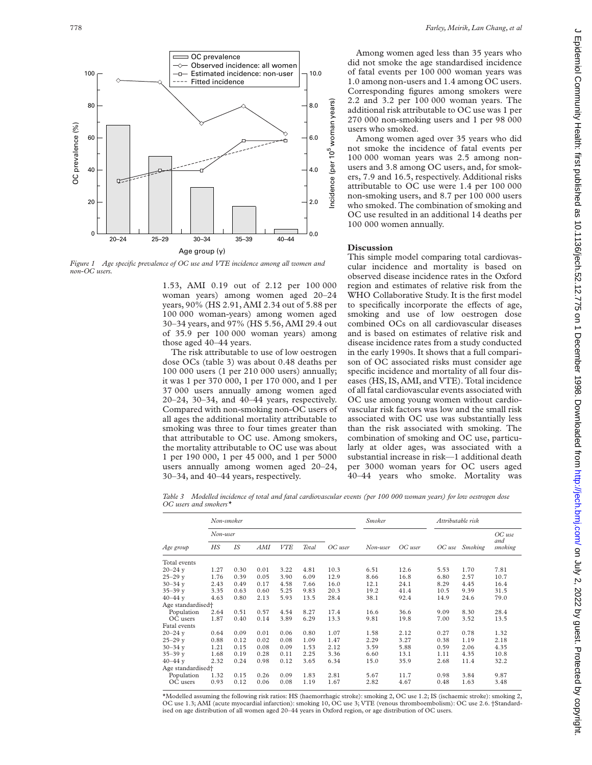*Figure 1 Age specific prevalence of OC use and VTE incidence among all women and non-OC users.*

1.53, AMI 0.19 out of 2.12 per 100 000 woman years) among women aged 20–24 years, 90% (HS 2.91, AMI 2.34 out of 5.88 per 100 000 woman-years) among women aged 30–34 years, and 97% (HS 5.56, AMI 29.4 out of 35.9 per 100 000 woman years) among those aged 40–44 years.

The risk attributable to use of low oestrogen dose OCs (table 3) was about 0.48 deaths per 100 000 users (1 per 210 000 users) annually; it was 1 per 370 000, 1 per 170 000, and 1 per 37 000 users annually among women aged 20–24, 30–34, and 40–44 years, respectively. Compared with non-smoking non-OC users of all ages the additional mortality attributable to smoking was three to four times greater than that attributable to OC use. Among smokers, the mortality attributable to OC use was about 1 per 190 000, 1 per 45 000, and 1 per 5000 users annually among women aged 20–24, 30–34, and 40–44 years, respectively.

Among women aged less than 35 years who did not smoke the age standardised incidence of fatal events per 100 000 woman years was 1.0 among non-users and 1.4 among OC users. Corresponding figures among smokers were 2.2 and 3.2 per 100 000 woman years. The additional risk attributable to OC use was 1 per 270 000 non-smoking users and 1 per 98 000 users who smoked.

Among women aged over 35 years who did not smoke the incidence of fatal events per 100 000 woman years was 2.5 among non-users and 3.8 among OC users, and, for smokers, 7.9 and 16.5, respectively. Additional risks attributable to OC use were 1.4 per 100 000 non-smoking users, and 8.7 per 100 000 users who smoked. The combination of smoking and OC use resulted in an additional 14 deaths per 100 000 women annually.

## Discussion

This simple model comparing total cardiovascular incidence and mortality is based on observed disease incidence rates in the Oxford region and estimates of relative risk from the WHO Collaborative Study. It is the first model to specifically incorporate the effects of age, smoking and use of low oestrogen dose combined OCs on all cardiovascular diseases and is based on estimates of relative risk and disease incidence rates from a study conducted in the early 1990s. It shows that a full comparison of OC associated risks must consider age specific incidence and mortality of all four diseases (HS, IS, AMI, and VTE). Total incidence of all fatal cardiovascular events associated with OC use among young women without cardiovascular risk factors was low and the small risk associated with OC use was substantially less than the risk associated with smoking. The combination of smoking and OC use, particularly at older ages, was associated with a substantial increase in risk—1 additional death per 3000 woman years for OC users aged 40–44 years who smoke. Mortality was

*Table 3 Modelled incidence of total and fatal cardiovascular events (per 100 000 woman years) for low oestrogen dose OC users and smokers\**

| | Non-smoker | | | | | | Smoker | | Attributable risk | | |
|---|---|---|---|---|---|---|---|---|---|---|---|
| | Non-user | | | | | | | | | | |
| Age group | HS | IS | AMI | VTE | Total | OC user | Non-user | OC user | OC use | Smoking | OC use and smoking |
| Total events | | | | | | | | | | | |
| 20–24 y | 1.27 | 0.30 | 0.01 | 3.22 | 4.81 | 10.3 | 6.51 | 12.6 | 5.53 | 1.70 | 7.81 |
| 25–29 y | 1.76 | 0.39 | 0.05 | 3.90 | 6.09 | 12.9 | 8.66 | 16.8 | 6.80 | 2.57 | 10.7 |
| 30–34 y | 2.43 | 0.49 | 0.17 | 4.58 | 7.66 | 16.0 | 12.1 | 24.1 | 8.29 | 4.45 | 16.4 |
| 35–39 y | 3.35 | 0.63 | 0.60 | 5.25 | 9.83 | 20.3 | 19.2 | 41.4 | 10.5 | 9.39 | 31.5 |
| 40–44 y | 4.63 | 0.80 | 2.13 | 5.93 | 13.5 | 28.4 | 38.1 | 92.4 | 14.9 | 24.6 | 79.0 |
| Age standardised† | | | | | | | | | | | |
| Population | 2.64 | 0.51 | 0.57 | 4.54 | 8.27 | 17.4 | 16.6 | 36.6 | 9.09 | 8.30 | 28.4 |
| OC users | 1.87 | 0.40 | 0.14 | 3.89 | 6.29 | 13.3 | 9.81 | 19.8 | 7.00 | 3.52 | 13.5 |
| Fatal events | | | | | | | | | | | |
| 20–24 y | 0.64 | 0.09 | 0.01 | 0.06 | 0.80 | 1.07 | 1.58 | 2.12 | 0.27 | 0.78 | 1.32 |
| 25–29 y | 0.88 | 0.12 | 0.02 | 0.08 | 1.09 | 1.47 | 2.29 | 3.27 | 0.38 | 1.19 | 2.18 |
| 30–34 y | 1.21 | 0.15 | 0.08 | 0.09 | 1.53 | 2.12 | 3.59 | 5.88 | 0.59 | 2.06 | 4.35 |
| 35–39 y | 1.68 | 0.19 | 0.28 | 0.11 | 2.25 | 3.36 | 6.60 | 13.1 | 1.11 | 4.35 | 10.8 |
| 40–44 y | 2.32 | 0.24 | 0.98 | 0.12 | 3.65 | 6.34 | 15.0 | 35.9 | 2.68 | 11.4 | 32.2 |
| Age standardised† | | | | | | | | | | | |
| Population | 1.32 | 0.15 | 0.26 | 0.09 | 1.83 | 2.81 | 5.67 | 11.7 | 0.98 | 3.84 | 9.87 |
| OC users | 0.93 | 0.12 | 0.06 | 0.08 | 1.19 | 1.67 | 2.82 | 4.67 | 0.48 | 1.63 | 3.48 |

\*Modelled assuming the following risk ratios: HS (haemorrhagic stroke): smoking 2, OC use 1.2; IS (ischaemic stroke): smoking 2, OC use 1.3; AMI (acute myocardial infarction): smoking 10, OC use 3; VTE (venous thromboembolism): OC use 2.6. †Standardised on age distribution of all women aged 20–44 years in Oxford region, or age distribution of OC users.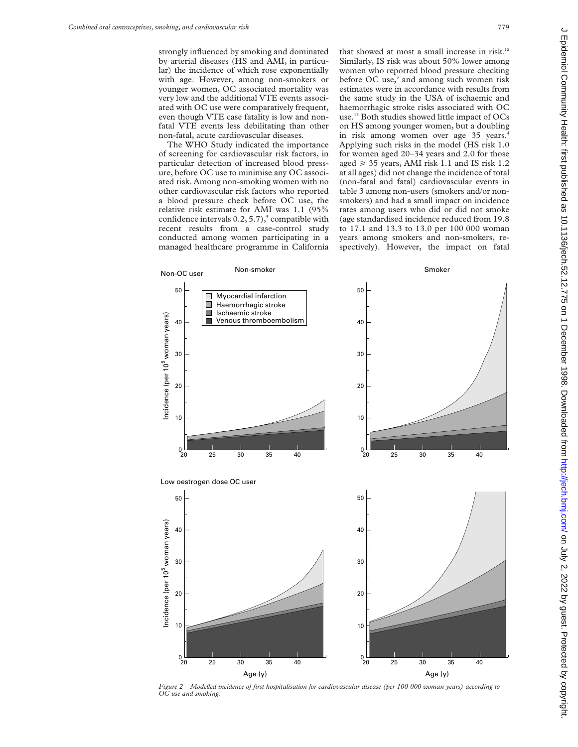strongly influenced by smoking and dominated by arterial diseases (HS and AMI, in particular) the incidence of which rose exponentially with age. However, among non-smokers or younger women, OC associated mortality was very low and the additional VTE events associated with OC use were comparatively frequent, even though VTE case fatality is low and non-fatal VTE events less debilitating than other non-fatal, acute cardiovascular diseases.

The WHO Study indicated the importance of screening for cardiovascular risk factors, in particular detection of increased blood pressure, before OC use to minimise any OC associated risk. Among non-smoking women with no other cardiovascular risk factors who reported a blood pressure check before OC use, the relative risk estimate for AMI was 1.1 (95% confidence intervals 0.2, 5.7),[5] compatible with recent results from a case-control study conducted among women participating in a managed healthcare programme in California that showed at most a small increase in risk.[12] Similarly, IS risk was about 50% lower among women who reported blood pressure checking before OC use,[3] and among such women risk estimates were in accordance with results from the same study in the USA of ischaemic and haemorrhagic stroke risks associated with OC use.[13] Both studies showed little impact of OCs on HS among younger women, but a doubling in risk among women over age 35 years.[4] Applying such risks in the model (HS risk 1.0 for women aged 20–34 years and 2.0 for those aged ≥ 35 years, AMI risk 1.1 and IS risk 1.2 at all ages) did not change the incidence of total (non-fatal and fatal) cardiovascular events in table 3 among non-users (smokers and/or non-smokers) and had a small impact on incidence rates among users who did or did not smoke (age standardised incidence reduced from 19.8 to 17.1 and 13.3 to 13.0 per 100 000 woman years among smokers and non-smokers, respectively). However, the impact on fatal

*Figure 2 Modelled incidence of first hospitalisation for cardiovascular disease (per 100 000 woman years) according to OC use and smoking.*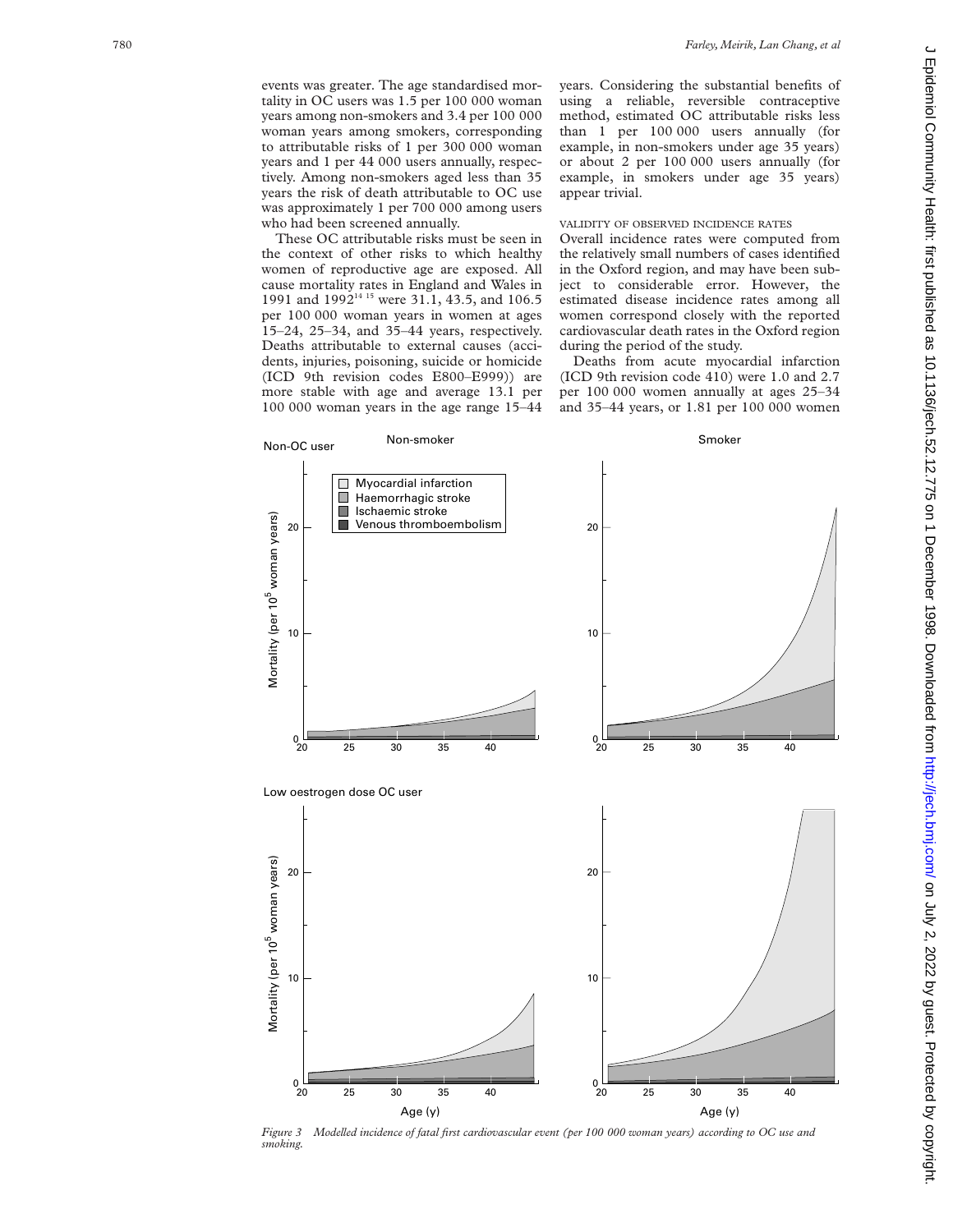events was greater. The age standardised mortality in OC users was 1.5 per 100 000 woman years among non-smokers and 3.4 per 100 000 woman years among smokers, corresponding to attributable risks of 1 per 300 000 woman years and 1 per 44 000 users annually, respectively. Among non-smokers aged less than 35 years the risk of death attributable to OC use was approximately 1 per 700 000 among users who had been screened annually.

These OC attributable risks must be seen in the context of other risks to which healthy women of reproductive age are exposed. All cause mortality rates in England and Wales in 1991 and 1992[14 15] were 31.1, 43.5, and 106.5 per 100 000 woman years in women at ages 15–24, 25–34, and 35–44 years, respectively. Deaths attributable to external causes (accidents, injuries, poisoning, suicide or homicide (ICD 9th revision codes E800–E999)) are more stable with age and average 13.1 per 100 000 woman years in the age range 15–44 years. Considering the substantial benefits of using a reliable, reversible contraceptive method, estimated OC attributable risks less than 1 per 100 000 users annually (for example, in non-smokers under age 35 years) or about 2 per 100 000 users annually (for example, in smokers under age 35 years) appear trivial.

### VALIDITY OF OBSERVED INCIDENCE RATES

Overall incidence rates were computed from the relatively small numbers of cases identified in the Oxford region, and may have been subject to considerable error. However, the estimated disease incidence rates among all women correspond closely with the reported cardiovascular death rates in the Oxford region during the period of the study.

Deaths from acute myocardial infarction (ICD 9th revision code 410) were 1.0 and 2.7 per 100 000 women annually at ages 25–34 and 35–44 years, or 1.81 per 100 000 women

*Figure 3 Modelled incidence of fatal first cardiovascular event (per 100 000 woman years) according to OC use and smoking.*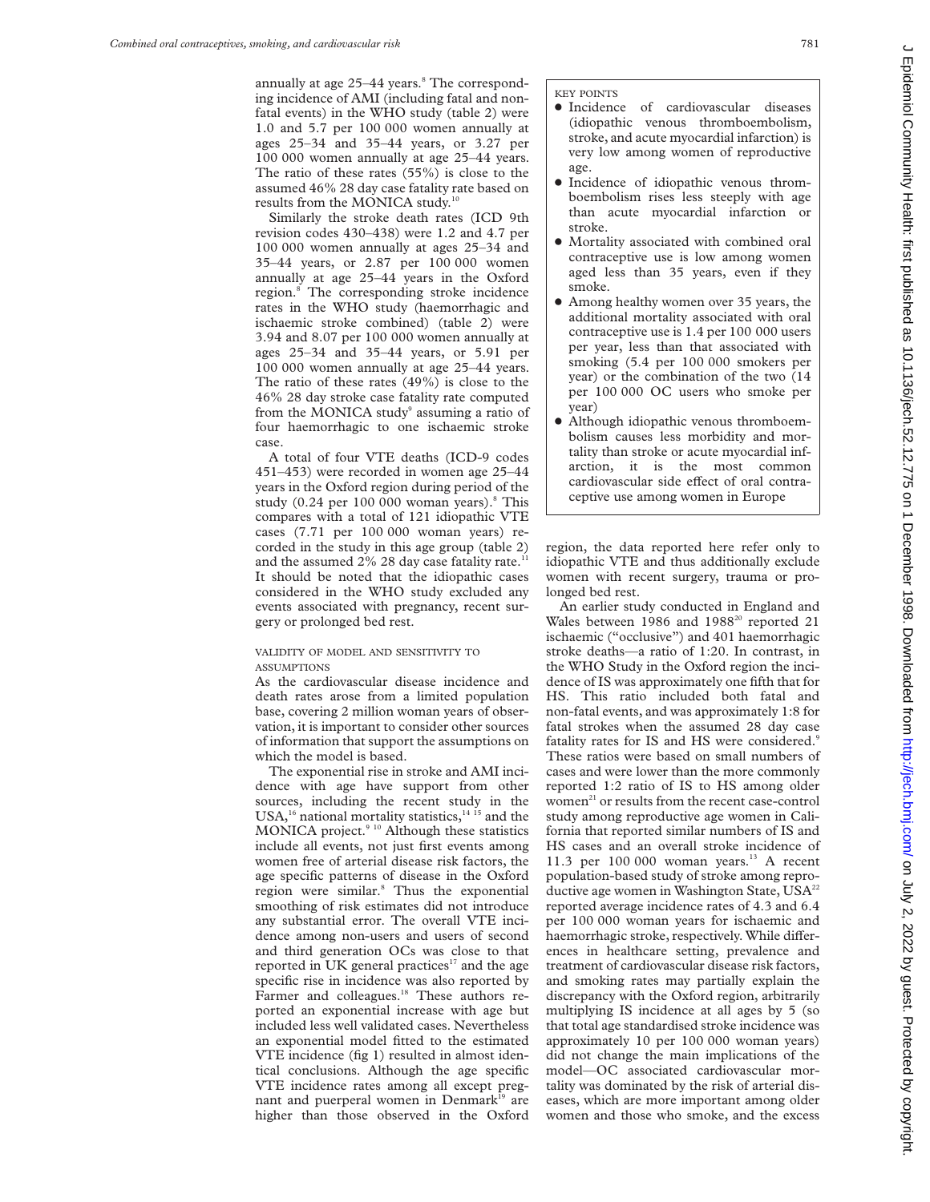annually at age 25–44 years.[8] The corresponding incidence of AMI (including fatal and non-fatal events) in the WHO study (table 2) were 1.0 and 5.7 per 100 000 women annually at ages 25–34 and 35–44 years, or 3.27 per 100 000 women annually at age 25–44 years. The ratio of these rates (55%) is close to the assumed 46% 28 day case fatality rate based on results from the MONICA study.[10]

Similarly the stroke death rates (ICD 9th revision codes 430–438) were 1.2 and 4.7 per 100 000 women annually at ages 25–34 and 35–44 years, or 2.87 per 100 000 women annually at age 25–44 years in the Oxford region.[8] The corresponding stroke incidence rates in the WHO study (haemorrhagic and ischaemic stroke combined) (table 2) were 3.94 and 8.07 per 100 000 women annually at ages 25–34 and 35–44 years, or 5.91 per 100 000 women annually at age 25–44 years. The ratio of these rates (49%) is close to the 46% 28 day stroke case fatality rate computed from the MONICA study[9] assuming a ratio of four haemorrhagic to one ischaemic stroke case.

A total of four VTE deaths (ICD-9 codes 451–453) were recorded in women age 25–44 years in the Oxford region during period of the study (0.24 per 100 000 woman years).[8] This compares with a total of 121 idiopathic VTE cases (7.71 per 100 000 woman years) recorded in the study in this age group (table 2) and the assumed 2% 28 day case fatality rate.[11] It should be noted that the idiopathic cases considered in the WHO study excluded any events associated with pregnancy, recent surgery or prolonged bed rest.

### VALIDITY OF MODEL AND SENSITIVITY TO ASSUMPTIONS

As the cardiovascular disease incidence and death rates arose from a limited population base, covering 2 million woman years of observation, it is important to consider other sources of information that support the assumptions on which the model is based.

The exponential rise in stroke and AMI incidence with age have support from other sources, including the recent study in the USA,[16] national mortality statistics,[14,15] and the MONICA project.[9,10] Although these statistics include all events, not just first events among women free of arterial disease risk factors, the age specific patterns of disease in the Oxford region were similar.[8] Thus the exponential smoothing of risk estimates did not introduce any substantial error. The overall VTE incidence among non-users and users of second and third generation OCs was close to that reported in UK general practices[17] and the age specific rise in incidence was also reported by Farmer and colleagues.[18] These authors reported an exponential increase with age but included less well validated cases. Nevertheless an exponential model fitted to the estimated VTE incidence (fig 1) resulted in almost identical conclusions. Although the age specific VTE incidence rates among all except pregnant and puerperal women in Denmark[19] are higher than those observed in the Oxford region, the data reported here refer only to idiopathic VTE and thus additionally exclude women with recent surgery, trauma or prolonged bed rest.

An earlier study conducted in England and Wales between 1986 and 1988[20] reported 21 ischaemic ("occlusive") and 401 haemorrhagic stroke deaths—a ratio of 1:20. In contrast, in the WHO Study in the Oxford region the incidence of IS was approximately one fifth that for HS. This ratio included both fatal and non-fatal events, and was approximately 1:8 for fatal strokes when the assumed 28 day case fatality rates for IS and HS were considered.[9] These ratios were based on small numbers of cases and were lower than the more commonly reported 1:2 ratio of IS to HS among older women[21] or results from the recent case-control study among reproductive age women in California that reported similar numbers of IS and HS cases and an overall stroke incidence of 11.3 per 100 000 woman years.[13] A recent population-based study of stroke among reproductive age women in Washington State, USA[22] reported average incidence rates of 4.3 and 6.4 per 100 000 woman years for ischaemic and haemorrhagic stroke, respectively. While differences in healthcare setting, prevalence and treatment of cardiovascular disease risk factors, and smoking rates may partially explain the discrepancy with the Oxford region, arbitrarily multiplying IS incidence at all ages by 5 (so that total age standardised stroke incidence was approximately 10 per 100 000 woman years) did not change the main implications of the model—OC associated cardiovascular mortality was dominated by the risk of arterial diseases, which are more important among older women and those who smoke, and the excess

---

KEY POINTS

- Incidence of cardiovascular diseases (idiopathic venous thromboembolism, stroke, and acute myocardial infarction) is very low among women of reproductive age.
- Incidence of idiopathic venous thromboembolism rises less steeply with age than acute myocardial infarction or stroke.
- Mortality associated with combined oral contraceptive use is low among women aged less than 35 years, even if they smoke.
- Among healthy women over 35 years, the additional mortality associated with oral contraceptive use is 1.4 per 100 000 users per year, less than that associated with smoking (5.4 per 100 000 smokers per year) or the combination of the two (14 per 100 000 OC users who smoke per year)
- Although idiopathic venous thromboembolism causes less morbidity and mortality than stroke or acute myocardial infarction, it is the most common cardiovascular side effect of oral contraceptive use among women in Europe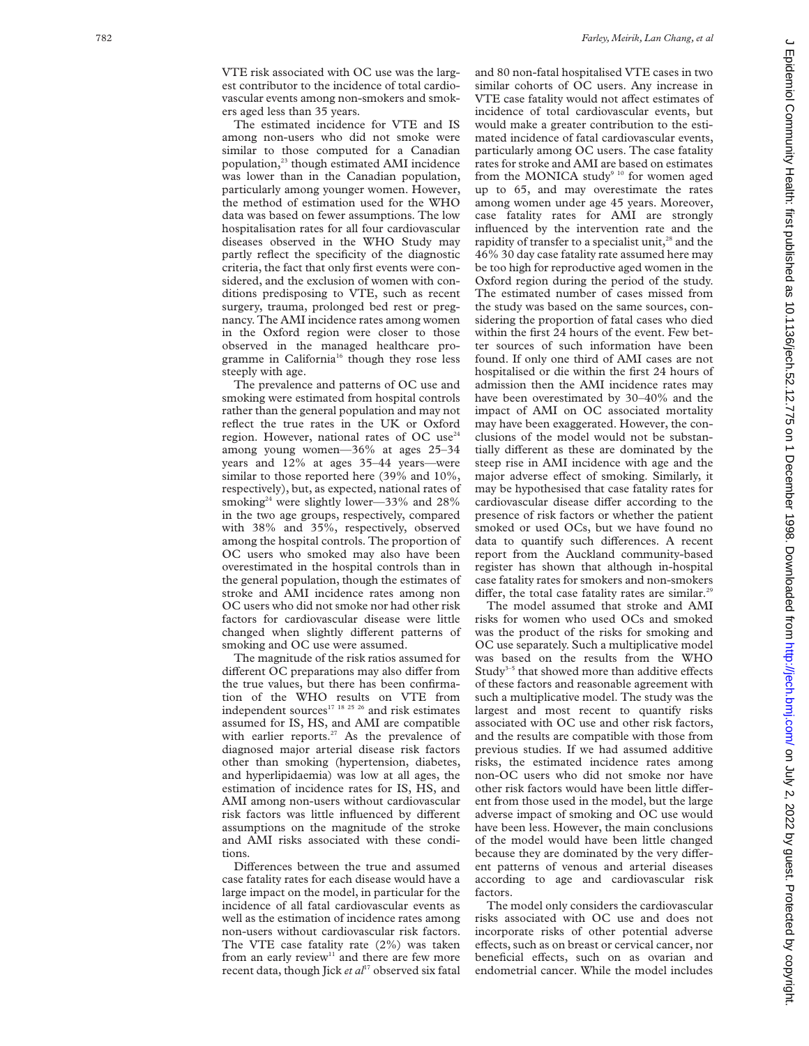VTE risk associated with OC use was the largest contributor to the incidence of total cardiovascular events among non-smokers and smokers aged less than 35 years.

The estimated incidence for VTE and IS among non-users who did not smoke were similar to those computed for a Canadian population,[23] though estimated AMI incidence was lower than in the Canadian population, particularly among younger women. However, the method of estimation used for the WHO data was based on fewer assumptions. The low hospitalisation rates for all four cardiovascular diseases observed in the WHO Study may partly reflect the specificity of the diagnostic criteria, the fact that only first events were considered, and the exclusion of women with conditions predisposing to VTE, such as recent surgery, trauma, prolonged bed rest or pregnancy. The AMI incidence rates among women in the Oxford region were closer to those observed in the managed healthcare programme in California[16] though they rose less steeply with age.

The prevalence and patterns of OC use and smoking were estimated from hospital controls rather than the general population and may not reflect the true rates in the UK or Oxford region. However, national rates of OC use[24] among young women—36% at ages 25–34 years and 12% at ages 35–44 years—were similar to those reported here (39% and 10%, respectively), but, as expected, national rates of smoking[24] were slightly lower—33% and 28% in the two age groups, respectively, compared with 38% and 35%, respectively, observed among the hospital controls. The proportion of OC users who smoked may also have been overestimated in the hospital controls than in the general population, though the estimates of stroke and AMI incidence rates among non OC users who did not smoke nor had other risk factors for cardiovascular disease were little changed when slightly different patterns of smoking and OC use were assumed.

The magnitude of the risk ratios assumed for different OC preparations may also differ from the true values, but there has been confirmation of the WHO results on VTE from independent sources[17 18 25 26] and risk estimates assumed for IS, HS, and AMI are compatible with earlier reports.[27] As the prevalence of diagnosed major arterial disease risk factors other than smoking (hypertension, diabetes, and hyperlipidaemia) was low at all ages, the estimation of incidence rates for IS, HS, and AMI among non-users without cardiovascular risk factors was little influenced by different assumptions on the magnitude of the stroke and AMI risks associated with these conditions.

Differences between the true and assumed case fatality rates for each disease would have a large impact on the model, in particular for the incidence of all fatal cardiovascular events as well as the estimation of incidence rates among non-users without cardiovascular risk factors. The VTE case fatality rate (2%) was taken from an early review[11] and there are few more recent data, though Jick *et al*[17] observed six fatal and 80 non-fatal hospitalised VTE cases in two similar cohorts of OC users. Any increase in VTE case fatality would not affect estimates of incidence of total cardiovascular events, but would make a greater contribution to the estimated incidence of fatal cardiovascular events, particularly among OC users. The case fatality rates for stroke and AMI are based on estimates from the MONICA study[9 10] for women aged up to 65, and may overestimate the rates among women under age 45 years. Moreover, case fatality rates for AMI are strongly influenced by the intervention rate and the rapidity of transfer to a specialist unit,[28] and the 46% 30 day case fatality rate assumed here may be too high for reproductive aged women in the Oxford region during the period of the study. The estimated number of cases missed from the study was based on the same sources, considering the proportion of fatal cases who died within the first 24 hours of the event. Few better sources of such information have been found. If only one third of AMI cases are not hospitalised or die within the first 24 hours of admission then the AMI incidence rates may have been overestimated by 30–40% and the impact of AMI on OC associated mortality may have been exaggerated. However, the conclusions of the model would not be substantially different as these are dominated by the steep rise in AMI incidence with age and the major adverse effect of smoking. Similarly, it may be hypothesised that case fatality rates for cardiovascular disease differ according to the presence of risk factors or whether the patient smoked or used OCs, but we have found no data to quantify such differences. A recent report from the Auckland community-based register has shown that although in-hospital case fatality rates for smokers and non-smokers differ, the total case fatality rates are similar.[29]

The model assumed that stroke and AMI risks for women who used OCs and smoked was the product of the risks for smoking and OC use separately. Such a multiplicative model was based on the results from the WHO Study[3–5] that showed more than additive effects of these factors and reasonable agreement with such a multiplicative model. The study was the largest and most recent to quantify risks associated with OC use and other risk factors, and the results are compatible with those from previous studies. If we had assumed additive risks, the estimated incidence rates among non-OC users who did not smoke nor have other risk factors would have been little different from those used in the model, but the large adverse impact of smoking and OC use would have been less. However, the main conclusions of the model would have been little changed because they are dominated by the very different patterns of venous and arterial diseases according to age and cardiovascular risk factors.

The model only considers the cardiovascular risks associated with OC use and does not incorporate risks of other potential adverse effects, such as on breast or cervical cancer, nor beneficial effects, such on as ovarian and endometrial cancer. While the model includes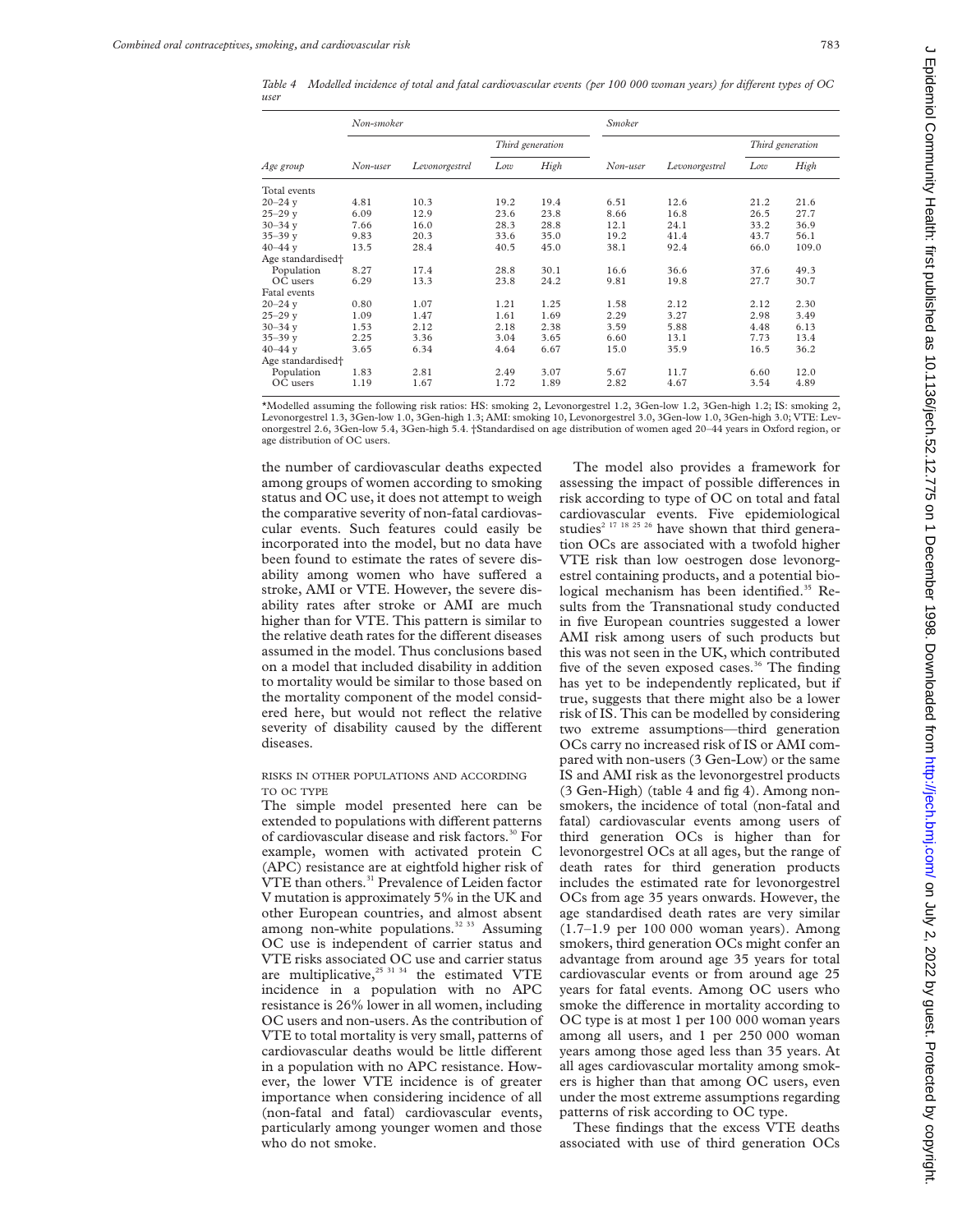*Table 4 Modelled incidence of total and fatal cardiovascular events (per 100 000 woman years) for different types of OC user*

| | Non-smoker | | | | Smoker | | | |
|---|---|---|---|---|---|---|---|---|
| | | | Third generation | | | | Third generation | |
| Age group | Non-user | Levonorgestrel | Low | High | Non-user | Levonorgestrel | Low | High |
| Total events | | | | | | | | |
| 20–24 y | 4.81 | 10.3 | 19.2 | 19.4 | 6.51 | 12.6 | 21.2 | 21.6 |
| 25–29 y | 6.09 | 12.9 | 23.6 | 23.8 | 8.66 | 16.8 | 26.5 | 27.7 |
| 30–34 y | 7.66 | 16.0 | 28.3 | 28.8 | 12.1 | 24.1 | 33.2 | 36.9 |
| 35–39 y | 9.83 | 20.3 | 33.6 | 35.0 | 19.2 | 41.4 | 43.7 | 56.1 |
| 40–44 y | 13.5 | 28.4 | 40.5 | 45.0 | 38.1 | 92.4 | 66.0 | 109.0 |
| Age standardised† | | | | | | | | |
| Population | 8.27 | 17.4 | 28.8 | 30.1 | 16.6 | 36.6 | 37.6 | 49.3 |
| OC users | 6.29 | 13.3 | 23.8 | 24.2 | 9.81 | 19.8 | 27.7 | 30.7 |
| Fatal events | | | | | | | | |
| 20–24 y | 0.80 | 1.07 | 1.21 | 1.25 | 1.58 | 2.12 | 2.12 | 2.30 |
| 25–29 y | 1.09 | 1.47 | 1.61 | 1.69 | 2.29 | 3.27 | 2.98 | 3.49 |
| 30–34 y | 1.53 | 2.12 | 2.18 | 2.38 | 3.59 | 5.88 | 4.48 | 6.13 |
| 35–39 y | 2.25 | 3.36 | 3.04 | 3.65 | 6.60 | 13.1 | 7.73 | 13.4 |
| 40–44 y | 3.65 | 6.34 | 4.64 | 6.67 | 15.0 | 35.9 | 16.5 | 36.2 |
| Age standardised† | | | | | | | | |
| Population | 1.83 | 2.81 | 2.49 | 3.07 | 5.67 | 11.7 | 6.60 | 12.0 |
| OC users | 1.19 | 1.67 | 1.72 | 1.89 | 2.82 | 4.67 | 3.54 | 4.89 |

*Modelled assuming the following risk ratios: HS: smoking 2, Levonorgestrel 1.2, 3Gen-low 1.2, 3Gen-high 1.2; IS: smoking 2, Levonorgestrel 1.3, 3Gen-low 1.0, 3Gen-high 1.3; AMI: smoking 10, Levonorgestrel 3.0, 3Gen-low 1.0, 3Gen-high 3.0; VTE: Levonorgestrel 2.6, 3Gen-low 5.4, 3Gen-high 5.4. †Standardised on age distribution of women aged 20–44 years in Oxford region, or age distribution of OC users.

the number of cardiovascular deaths expected among groups of women according to smoking status and OC use, it does not attempt to weigh the comparative severity of non-fatal cardiovascular events. Such features could easily be incorporated into the model, but no data have been found to estimate the rates of severe disability among women who have suffered a stroke, AMI or VTE. However, the severe disability rates after stroke or AMI are much higher than for VTE. This pattern is similar to the relative death rates for the different diseases assumed in the model. Thus conclusions based on a model that included disability in addition to mortality would be similar to those based on the mortality component of the model considered here, but would not reflect the relative severity of disability caused by the different diseases.

### RISKS IN OTHER POPULATIONS AND ACCORDING TO OC TYPE

The simple model presented here can be extended to populations with different patterns of cardiovascular disease and risk factors.[30] For example, women with activated protein C (APC) resistance are at eightfold higher risk of VTE than others.[31] Prevalence of Leiden factor V mutation is approximately 5% in the UK and other European countries, and almost absent among non-white populations.[32 33] Assuming OC use is independent of carrier status and VTE risks associated OC use and carrier status are multiplicative,[25 31 34] the estimated VTE incidence in a population with no APC resistance is 26% lower in all women, including OC users and non-users. As the contribution of VTE to total mortality is very small, patterns of cardiovascular deaths would be little different in a population with no APC resistance. However, the lower VTE incidence is of greater importance when considering incidence of all (non-fatal and fatal) cardiovascular events, particularly among younger women and those who do not smoke.

The model also provides a framework for assessing the impact of possible differences in risk according to type of OC on total and fatal cardiovascular events. Five epidemiological studies[2 17 18 25 26] have shown that third generation OCs are associated with a twofold higher VTE risk than low oestrogen dose levonorgestrel containing products, and a potential biological mechanism has been identified.[35] Results from the Transnational study conducted in five European countries suggested a lower AMI risk among users of such products but this was not seen in the UK, which contributed five of the seven exposed cases.[36] The finding has yet to be independently replicated, but if true, suggests that there might also be a lower risk of IS. This can be modelled by considering two extreme assumptions—third generation OCs carry no increased risk of IS or AMI compared with non-users (3 Gen-Low) or the same IS and AMI risk as the levonorgestrel products (3 Gen-High) (table 4 and fig 4). Among non-smokers, the incidence of total (non-fatal and fatal) cardiovascular events among users of third generation OCs is higher than for levonorgestrel OCs at all ages, but the range of death rates for third generation products includes the estimated rate for levonorgestrel OCs from age 35 years onwards. However, the age standardised death rates are very similar (1.7–1.9 per 100 000 woman years). Among smokers, third generation OCs might confer an advantage from around age 35 years for total cardiovascular events or from around age 25 years for fatal events. Among OC users who smoke the difference in mortality according to OC type is at most 1 per 100 000 woman years among all users, and 1 per 250 000 woman years among those aged less than 35 years. At all ages cardiovascular mortality among smokers is higher than that among OC users, even under the most extreme assumptions regarding patterns of risk according to OC type.

These findings that the excess VTE deaths associated with use of third generation OCs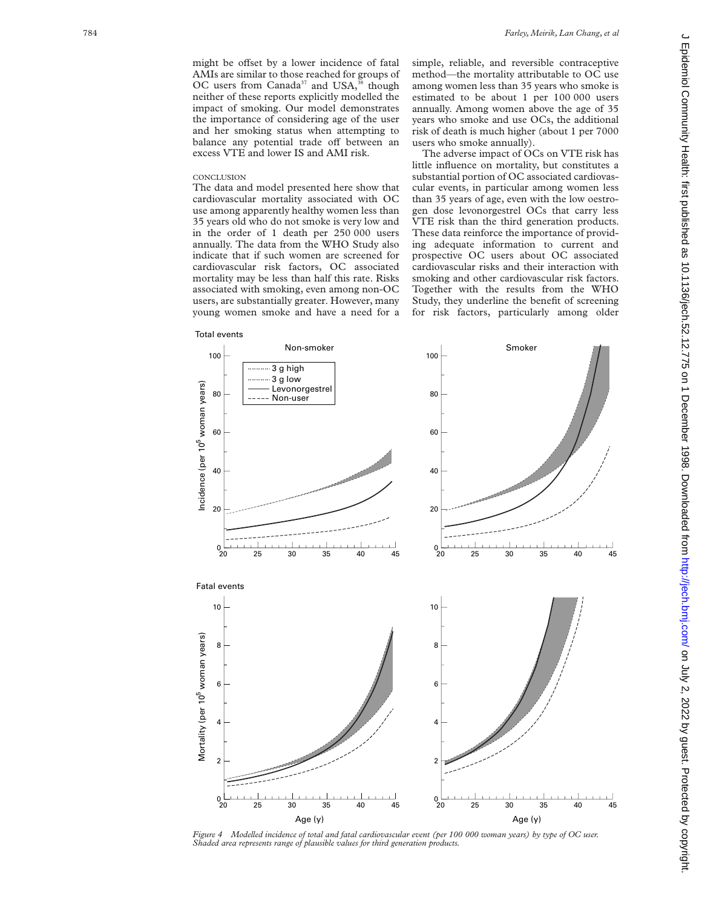might be offset by a lower incidence of fatal AMIs are similar to those reached for groups of OC users from Canada[37] and USA,[38] though neither of these reports explicitly modelled the impact of smoking. Our model demonstrates the importance of considering age of the user and her smoking status when attempting to balance any potential trade off between an excess VTE and lower IS and AMI risk.

## CONCLUSION

The data and model presented here show that cardiovascular mortality associated with OC use among apparently healthy women less than 35 years old who do not smoke is very low and in the order of 1 death per 250 000 users annually. The data from the WHO Study also indicate that if such women are screened for cardiovascular risk factors, OC associated mortality may be less than half this rate. Risks associated with smoking, even among non-OC users, are substantially greater. However, many young women smoke and have a need for a simple, reliable, and reversible contraceptive method—the mortality attributable to OC use among women less than 35 years who smoke is estimated to be about 1 per 100 000 users annually. Among women above the age of 35 years who smoke and use OCs, the additional risk of death is much higher (about 1 per 7000 users who smoke annually).

The adverse impact of OCs on VTE risk has little influence on mortality, but constitutes a substantial portion of OC associated cardiovascular events, in particular among women less than 35 years of age, even with the low oestrogen dose levonorgestrel OCs that carry less VTE risk than the third generation products. These data reinforce the importance of providing adequate information to current and prospective OC users about OC associated cardiovascular risks and their interaction with smoking and other cardiovascular risk factors. Together with the results from the WHO Study, they underline the benefit of screening for risk factors, particularly among older

*Figure 4 Modelled incidence of total and fatal cardiovascular event (per 100 000 woman years) by type of OC user. Shaded area represents range of plausible values for third generation products.*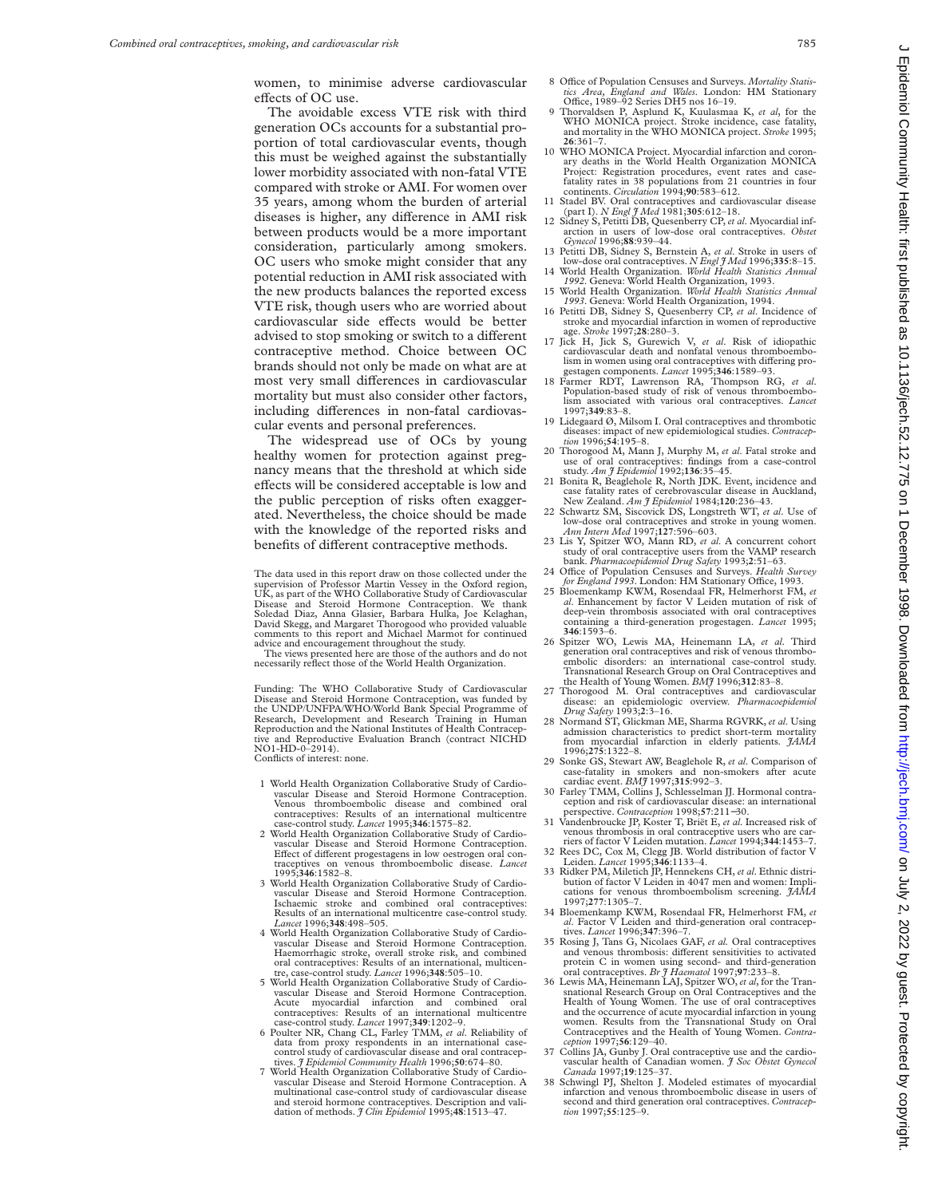women, to minimise adverse cardiovascular effects of OC use.

The avoidable excess VTE risk with third generation OCs accounts for a substantial proportion of total cardiovascular events, though this must be weighed against the substantially lower morbidity associated with non-fatal VTE compared with stroke or AMI. For women over 35 years, among whom the burden of arterial diseases is higher, any difference in AMI risk between products would be a more important consideration, particularly among smokers. OC users who smoke might consider that any potential reduction in AMI risk associated with the new products balances the reported excess VTE risk, though users who are worried about cardiovascular side effects would be better advised to stop smoking or switch to a different contraceptive method. Choice between OC brands should not only be made on what are at most very small differences in cardiovascular mortality but must also consider other factors, including differences in non-fatal cardiovascular events and personal preferences.

The widespread use of OCs by young healthy women for protection against pregnancy means that the threshold at which side effects will be considered acceptable is low and the public perception of risks often exaggerated. Nevertheless, the choice should be made with the knowledge of the reported risks and benefits of different contraceptive methods.

The data used in this report draw on those collected under the supervision of Professor Martin Vessey in the Oxford region, UK, as part of the WHO Collaborative Study of Cardiovascular Disease and Steroid Hormone Contraception. We thank Soledad Diaz, Anna Glasier, Barbara Hulka, Joe Kelaghan, David Skegg, and Margaret Thorogood who provided valuable comments to this report and Michael Marmot for continued advice and encouragement throughout the study.

The views presented here are those of the authors and do not necessarily reflect those of the World Health Organization.

Funding: The WHO Collaborative Study of Cardiovascular Disease and Steroid Hormone Contraception, was funded by the UNDP/UNFPA/WHO/World Bank Special Programme of Research, Development and Research Training in Human Reproduction and the National Institutes of Health Contraceptive and Reproductive Evaluation Branch (contract NICHD NO1-HD-0–2914).
Conflicts of interest: none.

1 World Health Organization Collaborative Study of Cardiovascular Disease and Steroid Hormone Contraception. Venous thromboembolic disease and combined oral contraceptives: Results of an international multicentre case-control study. *Lancet* 1995;**346**:1575–82.
2 World Health Organization Collaborative Study of Cardiovascular Disease and Steroid Hormone Contraception. Effect of different progestagens in low oestrogen oral contraceptives on venous thromboembolic disease. *Lancet* 1995;**346**:1582–8.
3 World Health Organization Collaborative Study of Cardiovascular Disease and Steroid Hormone Contraception. Ischaemic stroke and combined oral contraceptives: Results of an international multicentre case-control study. *Lancet* 1996;**348**:498–505.
4 World Health Organization Collaborative Study of Cardiovascular Disease and Steroid Hormone Contraception. Haemorrhagic stroke, overall stroke risk, and combined oral contraceptives: Results of an international, multicentre, case-control study. *Lancet* 1996;**348**:505–10.
5 World Health Organization Collaborative Study of Cardiovascular Disease and Steroid Hormone Contraception. Acute myocardial infarction and combined oral contraceptives: Results of an international multicentre case-control study. *Lancet* 1997;**349**:1202–9.
6 Poulter NR, Chang CL, Farley TMM, *et al*. Reliability of data from proxy respondents in an international case-control study of cardiovascular disease and oral contraceptives. *J Epidemiol Community Health* 1996;**50**:674–80.
7 World Health Organization Collaborative Study of Cardiovascular Disease and Steroid Hormone Contraception. A multinational case-control study of cardiovascular disease and steroid hormone contraceptives. Description and validation of methods. *J Clin Epidemiol* 1995;**48**:1513–47.
8 Office of Population Censuses and Surveys. *Mortality Statistics Area, England and Wales*. London: HM Stationary Office, 1989–92 Series DH5 nos 16–19.
9 Thorvaldsen P, Asplund K, Kuulasmaa K, *et al*, for the WHO MONICA project. Stroke incidence, case fatality, and mortality in the WHO MONICA project. *Stroke* 1995; **26**:361–7.
10 WHO MONICA Project. Myocardial infarction and coronary deaths in the World Health Organization MONICA Project: Registration procedures, event rates and case-fatality rates in 38 populations from 21 countries in four continents. *Circulation* 1994;**90**:583–612.
11 Stadel BV. Oral contraceptives and cardiovascular disease (part I). *N Engl J Med* 1981;**305**:612–18.
12 Sidney S, Petitti DB, Quesenberry CP, *et al*. Myocardial infarction in users of low-dose oral contraceptives. *Obstet Gynecol* 1996;**88**:939–44.
13 Petitti DB, Sidney S, Bernstein A, *et al*. Stroke in users of low-dose oral contraceptives. *N Engl J Med* 1996;**335**:8–15.
14 World Health Organization. *World Health Statistics Annual 1992*. Geneva: World Health Organization, 1993.
15 World Health Organization. *World Health Statistics Annual 1993*. Geneva: World Health Organization, 1994.
16 Petitti DB, Sidney S, Quesenberry CP, *et al*. Incidence of stroke and myocardial infarction in women of reproductive age. *Stroke* 1997;**28**:280–3.
17 Jick H, Jick S, Gurewich V, *et al*. Risk of idiopathic cardiovascular death and nonfatal venous thromboembolism in women using oral contraceptives with differing progestagen components. *Lancet* 1995;**346**:1589–93.
18 Farmer RDT, Lawrenson RA, Thompson RG, *et al*. Population-based study of risk of venous thromboembolism associated with various oral contraceptives. *Lancet* 1997;**349**:83–8.
19 Lidegaard Ø, Milsom I. Oral contraceptives and thrombotic diseases: impact of new epidemiological studies. *Contraception* 1996;**54**:195–8.
20 Thorogood M, Mann J, Murphy M, *et al*. Fatal stroke and use of oral contraceptives: findings from a case-control study. *Am J Epidemiol* 1992;**136**:35–45.
21 Bonita R, Beaglehole R, North JDK. Event, incidence and case fatality rates of cerebrovascular disease in Auckland, New Zealand. *Am J Epidemiol* 1984;**120**:236–43.
22 Schwartz SM, Siscovick DS, Longstreth WT, *et al*. Use of low-dose oral contraceptives and stroke in young women. *Ann Intern Med* 1997;**127**:596–603.
23 Lis Y, Spitzer WO, Mann RD, *et al*. A concurrent cohort study of oral contraceptive users from the VAMP research bank. *Pharmacoepidemiol Drug Safety* 1993;**2**:51–63.
24 Office of Population Censuses and Surveys. *Health Survey for England 1993*. London: HM Stationary Office, 1993.
25 Bloemenkamp KWM, Rosendaal FR, Helmerhorst FM, *et al*. Enhancement by factor V Leiden mutation of risk of deep-vein thrombosis associated with oral contraceptives containing a third-generation progestagen. *Lancet* 1995; **346**:1593–6.
26 Spitzer WO, Lewis MA, Heinemann LA, *et al*. Third generation oral contraceptives and risk of venous thromboembolic disorders: an international case-control study. Transnational Research Group on Oral Contraceptives and the Health of Young Women. *BMJ* 1996;**312**:83–8.
27 Thorogood M. Oral contraceptives and cardiovascular disease: an epidemiologic overview. *Pharmacoepidemiol Drug Safety* 1993;**2**:3–16.
28 Normand ST, Glickman ME, Sharma RGVRK, *et al*. Using admission characteristics to predict short-term mortality from myocardial infarction in elderly patients. *JAMA* 1996;**275**:1322–8.
29 Sonke GS, Stewart AW, Beaglehole R, *et al*. Comparison of case-fatality in smokers and non-smokers after acute cardiac event. *BMJ* 1997;**315**:992–3.
30 Farley TMM, Collins J, Schlesselman JJ. Hormonal contraception and risk of cardiovascular disease: an international perspective. *Contraception* 1998;**57**:211–30.
31 Vandenbroucke JP, Koster T, Briët E, *et al*. Increased risk of venous thrombosis in oral contraceptive users who are carriers of factor V Leiden mutation. *Lancet* 1994;**344**:1453–7.
32 Rees DC, Cox M, Clegg JB. World distribution of factor V Leiden. *Lancet* 1995;**346**:1133–4.
33 Ridker PM, Miletich JP, Hennekens CH, *et al*. Ethnic distribution of factor V Leiden in 4047 men and women: Implications for venous thromboembolism screening. *JAMA* 1997;**277**:1305–7.
34 Bloemenkamp KWM, Rosendaal FR, Helmerhorst FM, *et al*. Factor V Leiden and third-generation oral contraceptives. *Lancet* 1996;**347**:396–7.
35 Rosing J, Tans G, Nicolaes GAF, *et al*. Oral contraceptives and venous thrombosis: different sensitivities to activated protein C in women using second- and third-generation oral contraceptives. *Br J Haematol* 1997;**97**:233–8.
36 Lewis MA, Heinemann LAJ, Spitzer WO, *et al*, for the Transnational Research Group on Oral Contraceptives and the Health of Young Women. The use of oral contraceptives and the occurrence of acute myocardial infarction in young women. Results from the Transnational Study on Oral Contraceptives and the Health of Young Women. *Contraception* 1997;**56**:129–40.
37 Collins JA, Gunby J. Oral contraceptive use and the cardiovascular health of Canadian women. *J Soc Obstet Gynecol Canada* 1997;**19**:125–37.
38 Schwingl PJ, Shelton J. Modeled estimates of myocardial infarction and venous thromboembolic disease in users of second and third generation oral contraceptives. *Contraception* 1997;**55**:125–9.